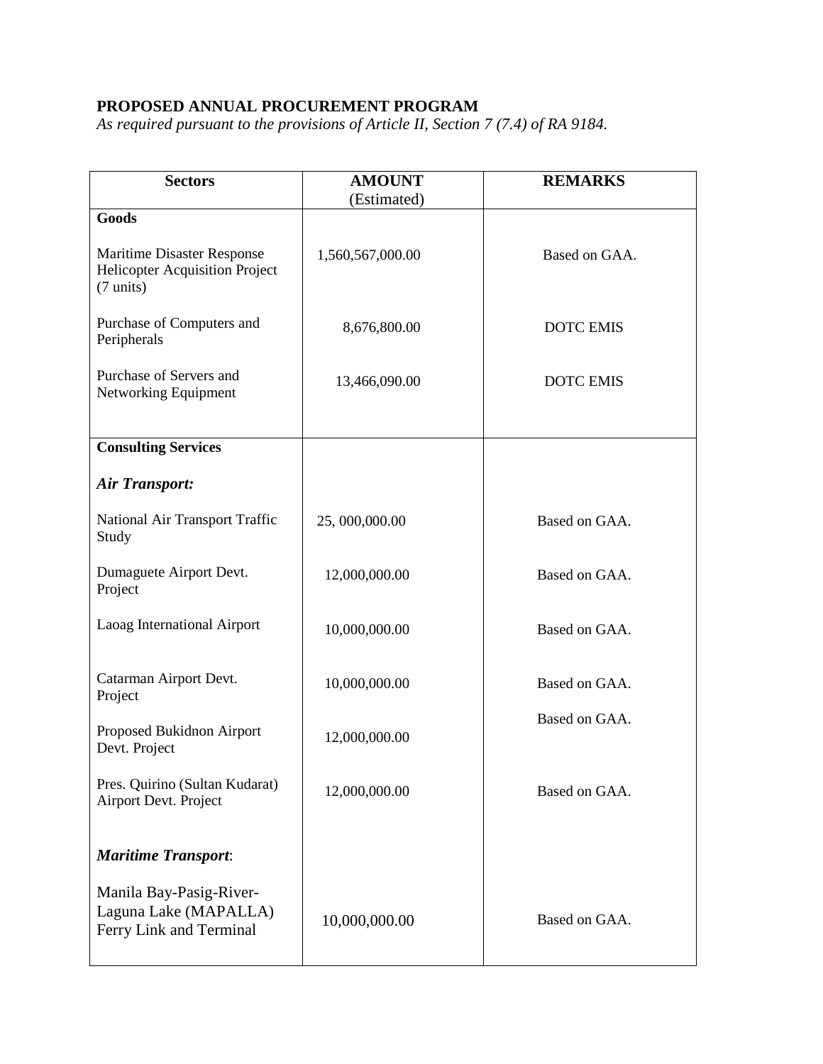**PROPOSED ANNUAL PROCUREMENT PROGRAM**

*As required pursuant to the provisions of Article II, Section 7 (7.4) of RA 9184.*

| Sectors | AMOUNT (Estimated) | REMARKS |
|---|---|---|
| **Goods** | | |
| Maritime Disaster Response Helicopter Acquisition Project (7 units) | 1,560,567,000.00 | Based on GAA. |
| Purchase of Computers and Peripherals | 8,676,800.00 | DOTC EMIS |
| Purchase of Servers and Networking Equipment | 13,466,090.00 | DOTC EMIS |
| **Consulting Services** | | |
| ***Air Transport:*** | | |
| National Air Transport Traffic Study | 25, 000,000.00 | Based on GAA. |
| Dumaguete Airport Devt. Project | 12,000,000.00 | Based on GAA. |
| Laoag International Airport | 10,000,000.00 | Based on GAA. |
| Catarman Airport Devt. Project | 10,000,000.00 | Based on GAA. |
| Proposed Bukidnon Airport Devt. Project | 12,000,000.00 | Based on GAA. |
| Pres. Quirino (Sultan Kudarat) Airport Devt. Project | 12,000,000.00 | Based on GAA. |
| ***Maritime Transport*:** | | |
| Manila Bay-Pasig-River-Laguna Lake (MAPALLA) Ferry Link and Terminal | 10,000,000.00 | Based on GAA. |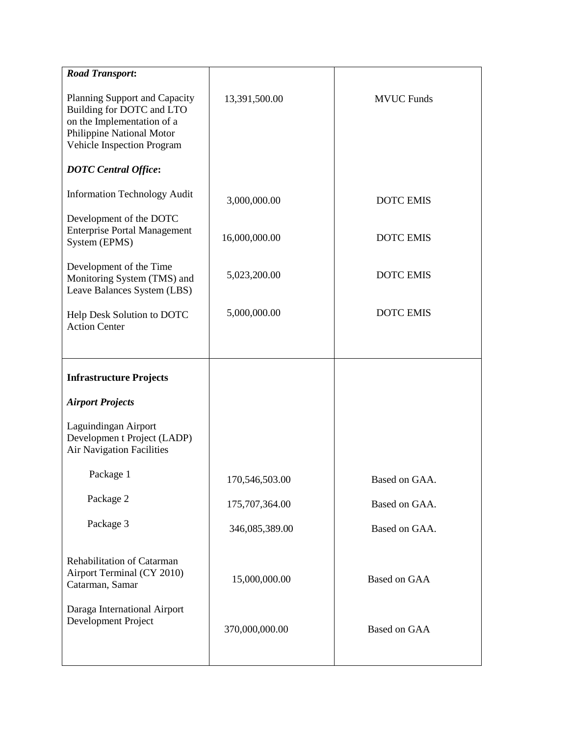| | | |
|---|---|---|
| ***Road Transport*:** | | |
| Planning Support and Capacity Building for DOTC and LTO on the Implementation of a Philippine National Motor Vehicle Inspection Program | 13,391,500.00 | MVUC Funds |
| ***DOTC Central Office*:** | | |
| Information Technology Audit | 3,000,000.00 | DOTC EMIS |
| Development of the DOTC Enterprise Portal Management System (EPMS) | 16,000,000.00 | DOTC EMIS |
| Development of the Time Monitoring System (TMS) and Leave Balances System (LBS) | 5,023,200.00 | DOTC EMIS |
| Help Desk Solution to DOTC Action Center | 5,000,000.00 | DOTC EMIS |
| **Infrastructure Projects** | | |
| ***Airport Projects*** | | |
| Laguindingan Airport Developmen t Project (LADP) Air Navigation Facilities | | |
| Package 1 | 170,546,503.00 | Based on GAA. |
| Package 2 | 175,707,364.00 | Based on GAA. |
| Package 3 | 346,085,389.00 | Based on GAA. |
| Rehabilitation of Catarman Airport Terminal (CY 2010) Catarman, Samar | 15,000,000.00 | Based on GAA |
| Daraga International Airport Development Project | 370,000,000.00 | Based on GAA |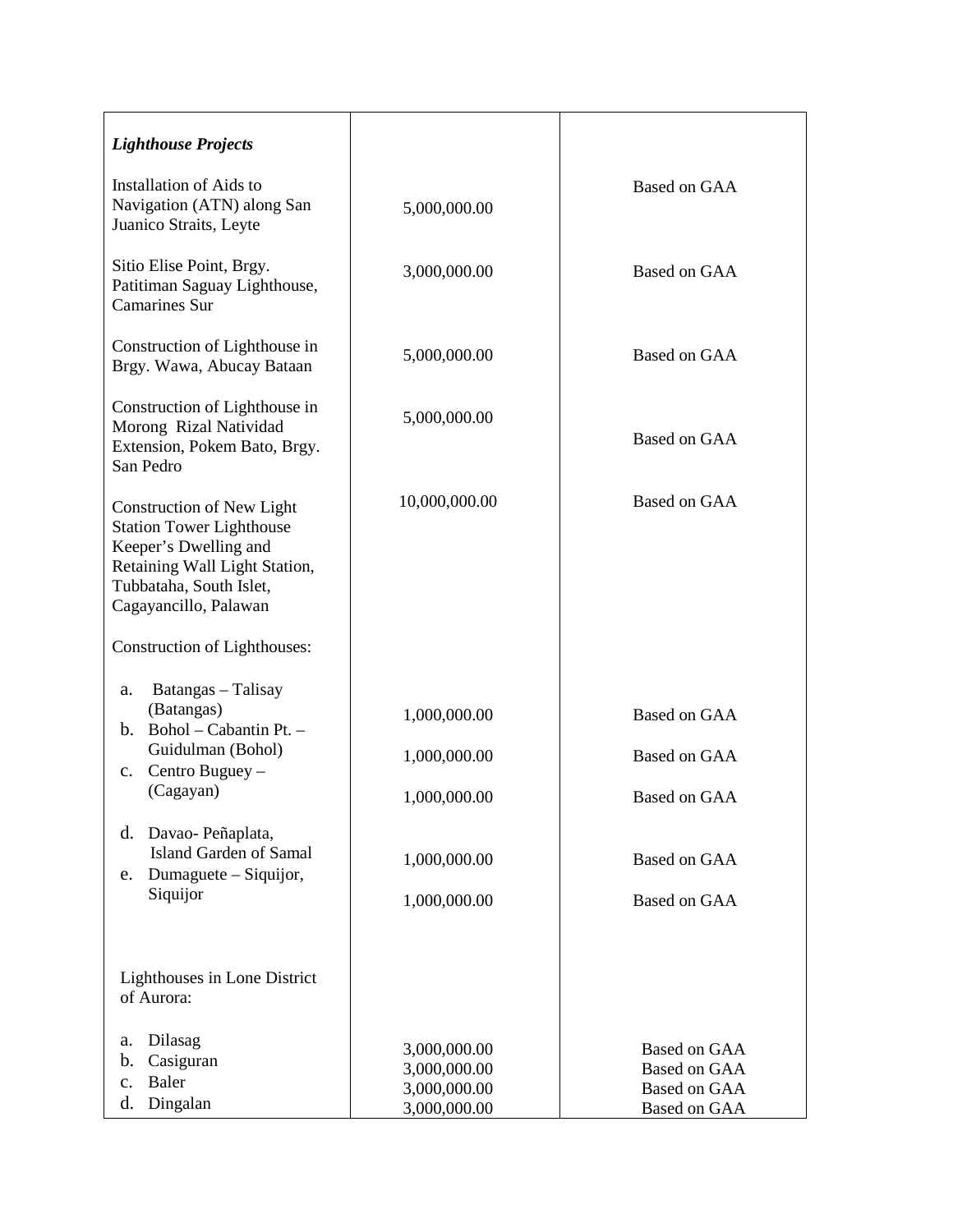| *Lighthouse Projects* | | |
|---|---|---|
| Installation of Aids to Navigation (ATN) along San Juanico Straits, Leyte | 5,000,000.00 | Based on GAA |
| Sitio Elise Point, Brgy. Patitiman Saguay Lighthouse, Camarines Sur | 3,000,000.00 | Based on GAA |
| Construction of Lighthouse in Brgy. Wawa, Abucay Bataan | 5,000,000.00 | Based on GAA |
| Construction of Lighthouse in Morong Rizal Natividad Extension, Pokem Bato, Brgy. San Pedro | 5,000,000.00 | Based on GAA |
| Construction of New Light Station Tower Lighthouse Keeper's Dwelling and Retaining Wall Light Station, Tubbataha, South Islet, Cagayancillo, Palawan | 10,000,000.00 | Based on GAA |
| Construction of Lighthouses: | | |
| a. Batangas – Talisay (Batangas) | 1,000,000.00 | Based on GAA |
| b. Bohol – Cabantin Pt. – Guidulman (Bohol) | 1,000,000.00 | Based on GAA |
| c. Centro Buguey – (Cagayan) | 1,000,000.00 | Based on GAA |
| d. Davao- Peñaplata, Island Garden of Samal | 1,000,000.00 | Based on GAA |
| e. Dumaguete – Siquijor, Siquijor | 1,000,000.00 | Based on GAA |
| Lighthouses in Lone District of Aurora: | | |
| a. Dilasag | 3,000,000.00 | Based on GAA |
| b. Casiguran | 3,000,000.00 | Based on GAA |
| c. Baler | 3,000,000.00 | Based on GAA |
| d. Dingalan | 3,000,000.00 | Based on GAA |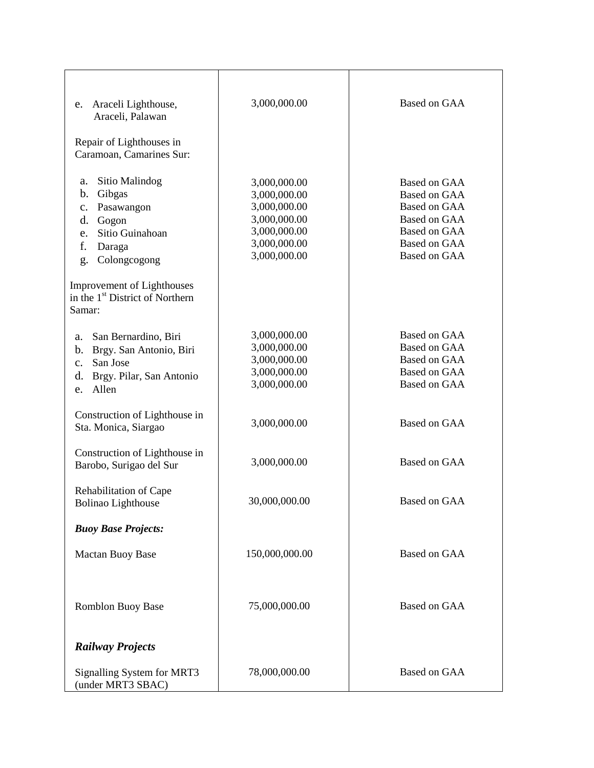| | | |
|---|---|---|
| e. Araceli Lighthouse, Araceli, Palawan | 3,000,000.00 | Based on GAA |
| Repair of Lighthouses in Caramoan, Camarines Sur: | | |
| a. Sitio Malindog | 3,000,000.00 | Based on GAA |
| b. Gibgas | 3,000,000.00 | Based on GAA |
| c. Pasawangon | 3,000,000.00 | Based on GAA |
| d. Gogon | 3,000,000.00 | Based on GAA |
| e. Sitio Guinahoan | 3,000,000.00 | Based on GAA |
| f. Daraga | 3,000,000.00 | Based on GAA |
| g. Colongcogong | 3,000,000.00 | Based on GAA |
| Improvement of Lighthouses in the 1st District of Northern Samar: | | |
| a. San Bernardino, Biri | 3,000,000.00 | Based on GAA |
| b. Brgy. San Antonio, Biri | 3,000,000.00 | Based on GAA |
| c. San Jose | 3,000,000.00 | Based on GAA |
| d. Brgy. Pilar, San Antonio | 3,000,000.00 | Based on GAA |
| e. Allen | 3,000,000.00 | Based on GAA |
| Construction of Lighthouse in Sta. Monica, Siargao | 3,000,000.00 | Based on GAA |
| Construction of Lighthouse in Barobo, Surigao del Sur | 3,000,000.00 | Based on GAA |
| Rehabilitation of Cape Bolinao Lighthouse | 30,000,000.00 | Based on GAA |
| ***Buoy Base Projects:*** | | |
| Mactan Buoy Base | 150,000,000.00 | Based on GAA |
| Romblon Buoy Base | 75,000,000.00 | Based on GAA |
| ***Railway Projects*** | | |
| Signalling System for MRT3 (under MRT3 SBAC) | 78,000,000.00 | Based on GAA |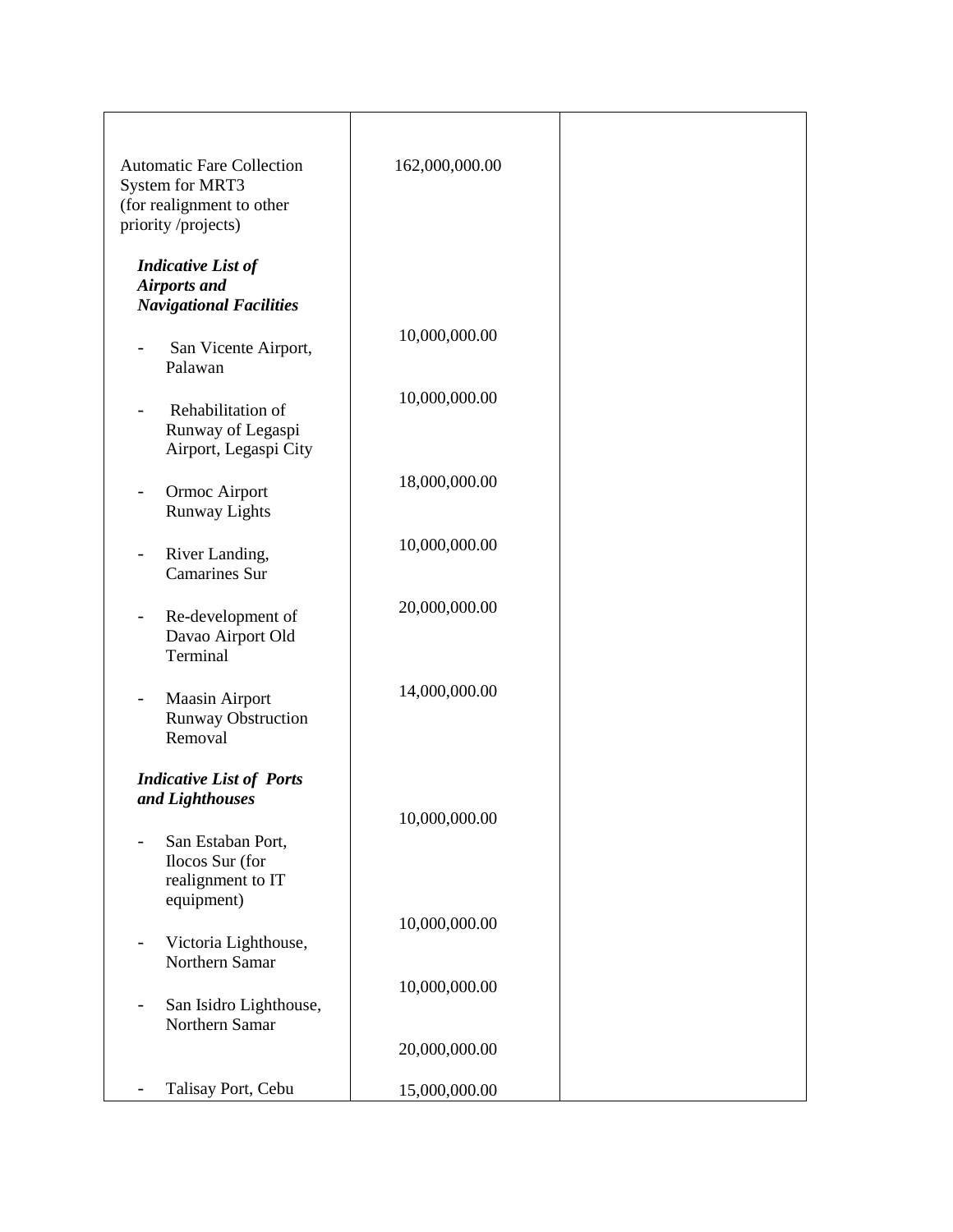| | | |
|---|---|---|
| Automatic Fare Collection System for MRT3 (for realignment to other priority /projects) | 162,000,000.00 | |
| ***Indicative List of Airports and Navigational Facilities*** | | |
| - San Vicente Airport, Palawan | 10,000,000.00 | |
| - Rehabilitation of Runway of Legaspi Airport, Legaspi City | 10,000,000.00 | |
| - Ormoc Airport Runway Lights | 18,000,000.00 | |
| - River Landing, Camarines Sur | 10,000,000.00 | |
| - Re-development of Davao Airport Old Terminal | 20,000,000.00 | |
| - Maasin Airport Runway Obstruction Removal | 14,000,000.00 | |
| ***Indicative List of Ports and Lighthouses*** | | |
| - San Estaban Port, Ilocos Sur (for realignment to IT equipment) | 10,000,000.00 | |
| - Victoria Lighthouse, Northern Samar | 10,000,000.00 | |
| - San Isidro Lighthouse, Northern Samar | 10,000,000.00 | |
| | 20,000,000.00 | |
| - Talisay Port, Cebu | 15,000,000.00 | |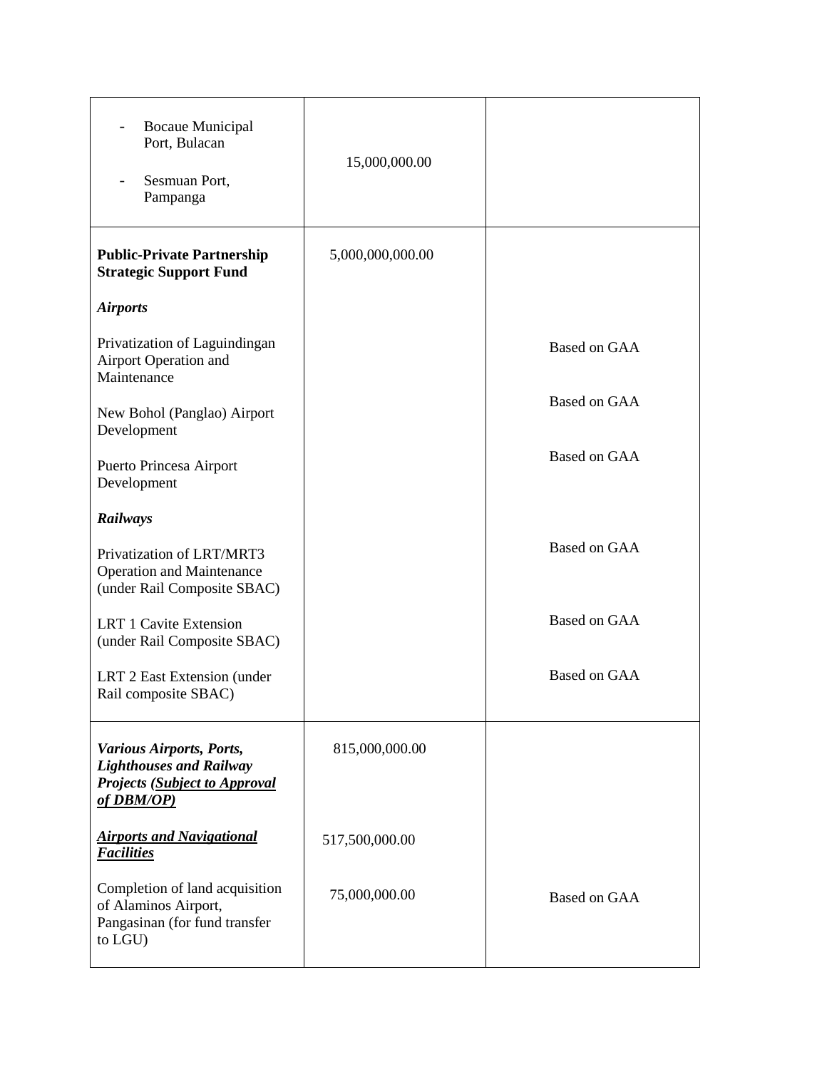| | | |
|---|---|---|
| - Bocaue Municipal Port, Bulacan<br>- Sesmuan Port, Pampanga | 15,000,000.00 | |
| **Public-Private Partnership Strategic Support Fund**<br><br>***Airports***<br><br>Privatization of Laguindingan Airport Operation and Maintenance<br><br>New Bohol (Panglao) Airport Development<br><br>Puerto Princesa Airport Development<br><br>***Railways***<br><br>Privatization of LRT/MRT3 Operation and Maintenance (under Rail Composite SBAC)<br><br>LRT 1 Cavite Extension (under Rail Composite SBAC)<br><br>LRT 2 East Extension (under Rail composite SBAC) | 5,000,000,000.00 | <br><br><br><br>Based on GAA<br><br>Based on GAA<br><br>Based on GAA<br><br><br><br>Based on GAA<br><br>Based on GAA<br><br>Based on GAA |
| ***Various Airports, Ports, Lighthouses and Railway Projects (<u>Subject to Approval of DBM/OP)</u>***<br><br>***<u>Airports and Navigational Facilities</u>***<br><br>Completion of land acquisition of Alaminos Airport, Pangasinan (for fund transfer to LGU) | 815,000,000.00<br><br>517,500,000.00<br><br>75,000,000.00 | <br><br><br><br>Based on GAA |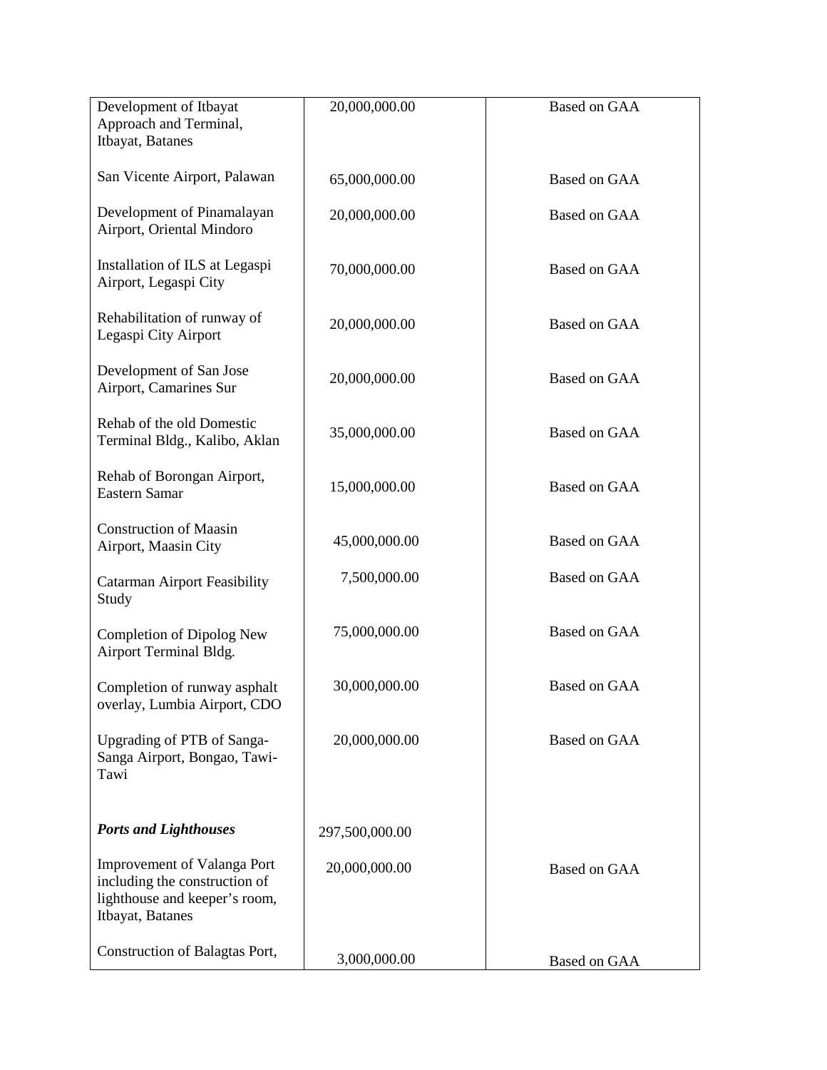| | | |
|---|---|---|
| Development of Itbayat Approach and Terminal, Itbayat, Batanes | 20,000,000.00 | Based on GAA |
| San Vicente Airport, Palawan | 65,000,000.00 | Based on GAA |
| Development of Pinamalayan Airport, Oriental Mindoro | 20,000,000.00 | Based on GAA |
| Installation of ILS at Legaspi Airport, Legaspi City | 70,000,000.00 | Based on GAA |
| Rehabilitation of runway of Legaspi City Airport | 20,000,000.00 | Based on GAA |
| Development of San Jose Airport, Camarines Sur | 20,000,000.00 | Based on GAA |
| Rehab of the old Domestic Terminal Bldg., Kalibo, Aklan | 35,000,000.00 | Based on GAA |
| Rehab of Borongan Airport, Eastern Samar | 15,000,000.00 | Based on GAA |
| Construction of Maasin Airport, Maasin City | 45,000,000.00 | Based on GAA |
| Catarman Airport Feasibility Study | 7,500,000.00 | Based on GAA |
| Completion of Dipolog New Airport Terminal Bldg. | 75,000,000.00 | Based on GAA |
| Completion of runway asphalt overlay, Lumbia Airport, CDO | 30,000,000.00 | Based on GAA |
| Upgrading of PTB of Sanga-Sanga Airport, Bongao, Tawi-Tawi | 20,000,000.00 | Based on GAA |
| ***Ports and Lighthouses*** | 297,500,000.00 | |
| Improvement of Valanga Port including the construction of lighthouse and keeper's room, Itbayat, Batanes | 20,000,000.00 | Based on GAA |
| Construction of Balagtas Port, | 3,000,000.00 | Based on GAA |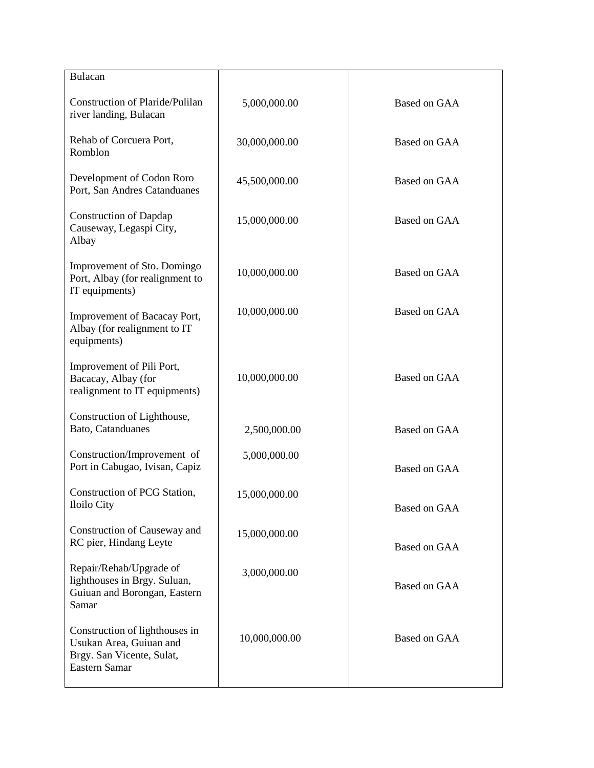| | | |
|---|---|---|
| Bulacan | | |
| Construction of Plaride/Pulilan river landing, Bulacan | 5,000,000.00 | Based on GAA |
| Rehab of Corcuera Port, Romblon | 30,000,000.00 | Based on GAA |
| Development of Codon Roro Port, San Andres Catanduanes | 45,500,000.00 | Based on GAA |
| Construction of Dapdap Causeway, Legaspi City, Albay | 15,000,000.00 | Based on GAA |
| Improvement of Sto. Domingo Port, Albay (for realignment to IT equipments) | 10,000,000.00 | Based on GAA |
| Improvement of Bacacay Port, Albay (for realignment to IT equipments) | 10,000,000.00 | Based on GAA |
| Improvement of Pili Port, Bacacay, Albay (for realignment to IT equipments) | 10,000,000.00 | Based on GAA |
| Construction of Lighthouse, Bato, Catanduanes | 2,500,000.00 | Based on GAA |
| Construction/Improvement of Port in Cabugao, Ivisan, Capiz | 5,000,000.00 | Based on GAA |
| Construction of PCG Station, Iloilo City | 15,000,000.00 | Based on GAA |
| Construction of Causeway and RC pier, Hindang Leyte | 15,000,000.00 | Based on GAA |
| Repair/Rehab/Upgrade of lighthouses in Brgy. Suluan, Guiuan and Borongan, Eastern Samar | 3,000,000.00 | Based on GAA |
| Construction of lighthouses in Usukan Area, Guiuan and Brgy. San Vicente, Sulat, Eastern Samar | 10,000,000.00 | Based on GAA |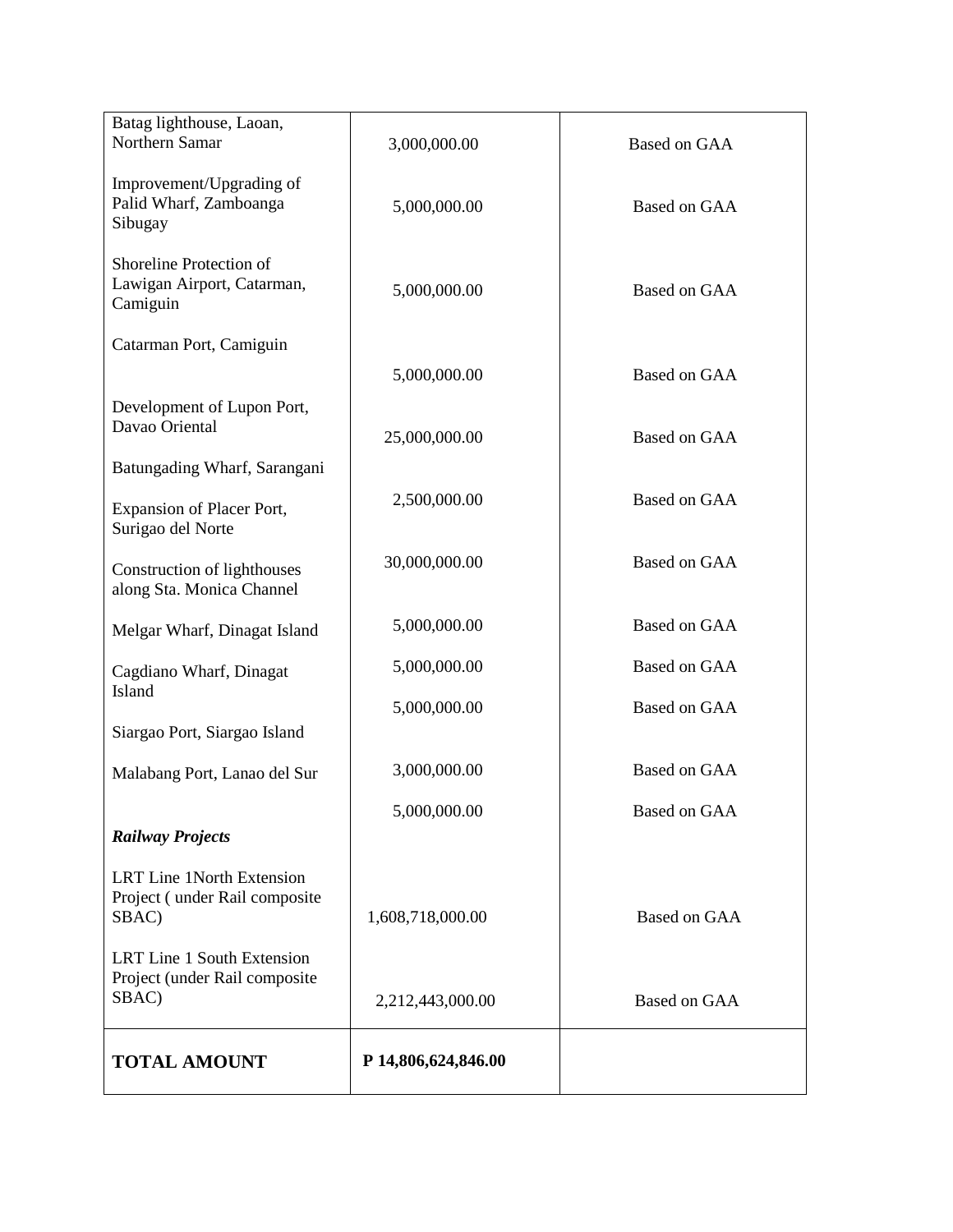| | | |
|---|---|---|
| Batag lighthouse, Laoan, Northern Samar | 3,000,000.00 | Based on GAA |
| Improvement/Upgrading of Palid Wharf, Zamboanga Sibugay | 5,000,000.00 | Based on GAA |
| Shoreline Protection of Lawigan Airport, Catarman, Camiguin | 5,000,000.00 | Based on GAA |
| Catarman Port, Camiguin | 5,000,000.00 | Based on GAA |
| Development of Lupon Port, Davao Oriental | 25,000,000.00 | Based on GAA |
| Batungading Wharf, Sarangani | 2,500,000.00 | Based on GAA |
| Expansion of Placer Port, Surigao del Norte | 30,000,000.00 | Based on GAA |
| Construction of lighthouses along Sta. Monica Channel | 5,000,000.00 | Based on GAA |
| Melgar Wharf, Dinagat Island | 5,000,000.00 | Based on GAA |
| Cagdiano Wharf, Dinagat Island | 5,000,000.00 | Based on GAA |
| Siargao Port, Siargao Island | 3,000,000.00 | Based on GAA |
| Malabang Port, Lanao del Sur | 5,000,000.00 | Based on GAA |
| ***Railway Projects*** | | |
| LRT Line 1North Extension Project ( under Rail composite SBAC) | 1,608,718,000.00 | Based on GAA |
| LRT Line 1 South Extension Project (under Rail composite SBAC) | 2,212,443,000.00 | Based on GAA |
| **TOTAL AMOUNT** | **P 14,806,624,846.00** | |